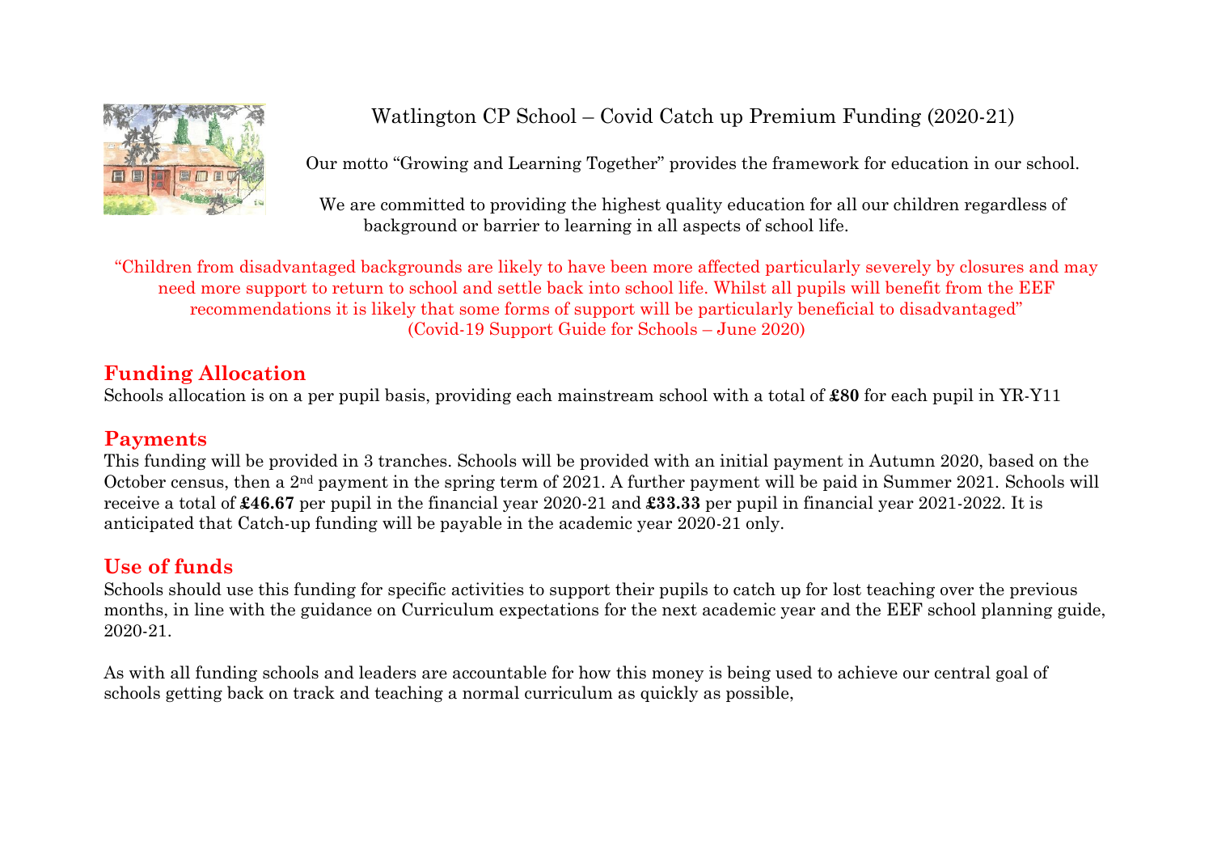# Watlington CP School – Covid Catch up Premium Funding (2020-21)

Our motto "Growing and Learning Together" provides the framework for education in our school.

We are committed to providing the highest quality education for all our children regardless of background or barrier to learning in all aspects of school life.

"Children from disadvantaged backgrounds are likely to have been more affected particularly severely by closures and may need more support to return to school and settle back into school life. Whilst all pupils will benefit from the EEF recommendations it is likely that some forms of support will be particularly beneficial to disadvantaged"
(Covid-19 Support Guide for Schools – June 2020)

## Funding Allocation

Schools allocation is on a per pupil basis, providing each mainstream school with a total of **£80** for each pupil in YR-Y11

## Payments

This funding will be provided in 3 tranches. Schools will be provided with an initial payment in Autumn 2020, based on the October census, then a 2nd payment in the spring term of 2021. A further payment will be paid in Summer 2021. Schools will receive a total of **£46.67** per pupil in the financial year 2020-21 and **£33.33** per pupil in financial year 2021-2022. It is anticipated that Catch-up funding will be payable in the academic year 2020-21 only.

## Use of funds

Schools should use this funding for specific activities to support their pupils to catch up for lost teaching over the previous months, in line with the guidance on Curriculum expectations for the next academic year and the EEF school planning guide, 2020-21.

As with all funding schools and leaders are accountable for how this money is being used to achieve our central goal of schools getting back on track and teaching a normal curriculum as quickly as possible,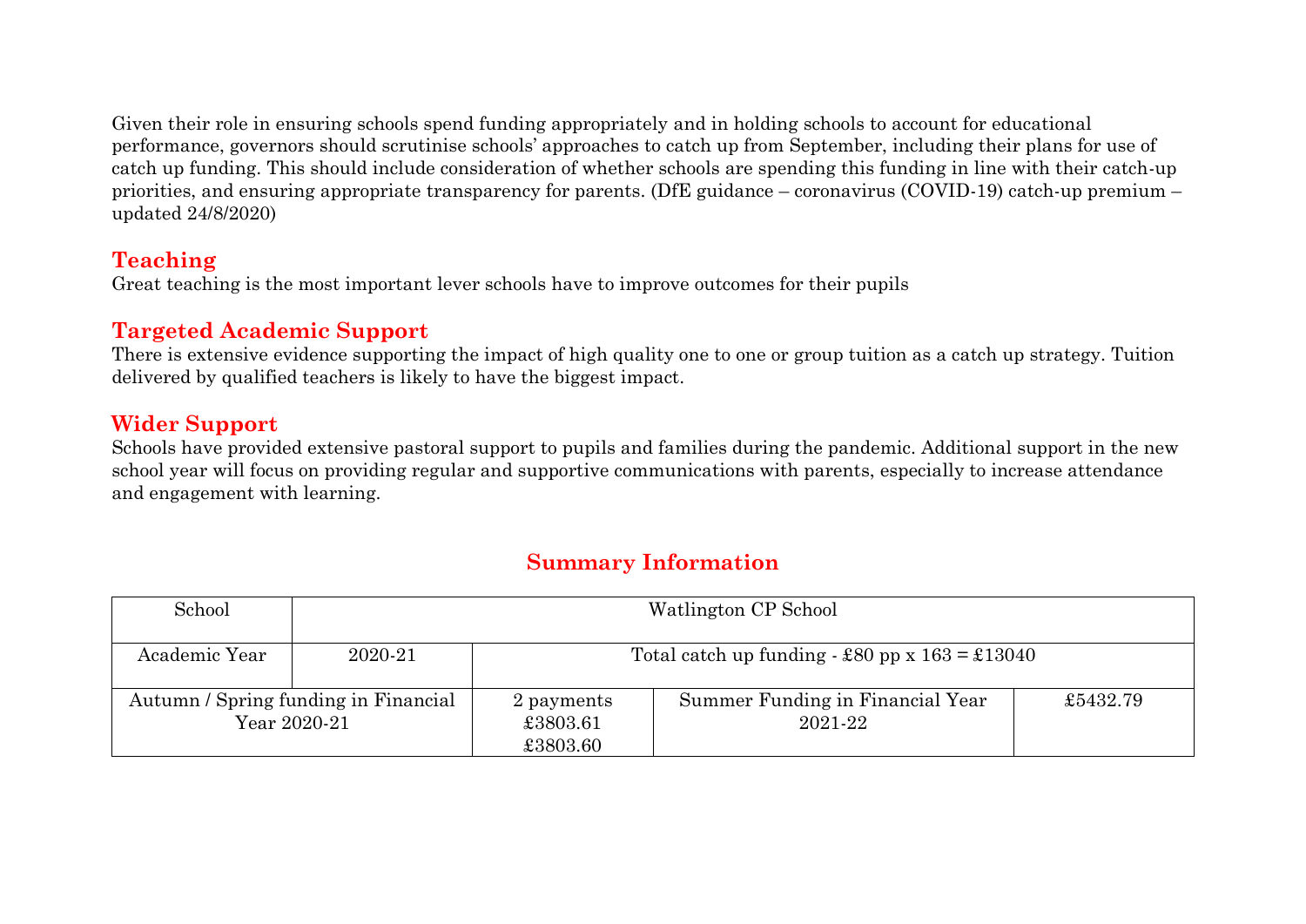Given their role in ensuring schools spend funding appropriately and in holding schools to account for educational performance, governors should scrutinise schools' approaches to catch up from September, including their plans for use of catch up funding. This should include consideration of whether schools are spending this funding in line with their catch-up priorities, and ensuring appropriate transparency for parents. (DfE guidance – coronavirus (COVID-19) catch-up premium – updated 24/8/2020)

## Teaching

Great teaching is the most important lever schools have to improve outcomes for their pupils

## Targeted Academic Support

There is extensive evidence supporting the impact of high quality one to one or group tuition as a catch up strategy. Tuition delivered by qualified teachers is likely to have the biggest impact.

## Wider Support

Schools have provided extensive pastoral support to pupils and families during the pandemic. Additional support in the new school year will focus on providing regular and supportive communications with parents, especially to increase attendance and engagement with learning.

## Summary Information

| School | Watlington CP School | | | |
|---|---|---|---|---|
| Academic Year | 2020-21 | Total catch up funding - £80 pp x 163 = £13040 | | |
| Autumn / Spring funding in Financial Year 2020-21 | | 2 payments<br>£3803.61<br>£3803.60 | Summer Funding in Financial Year 2021-22 | £5432.79 |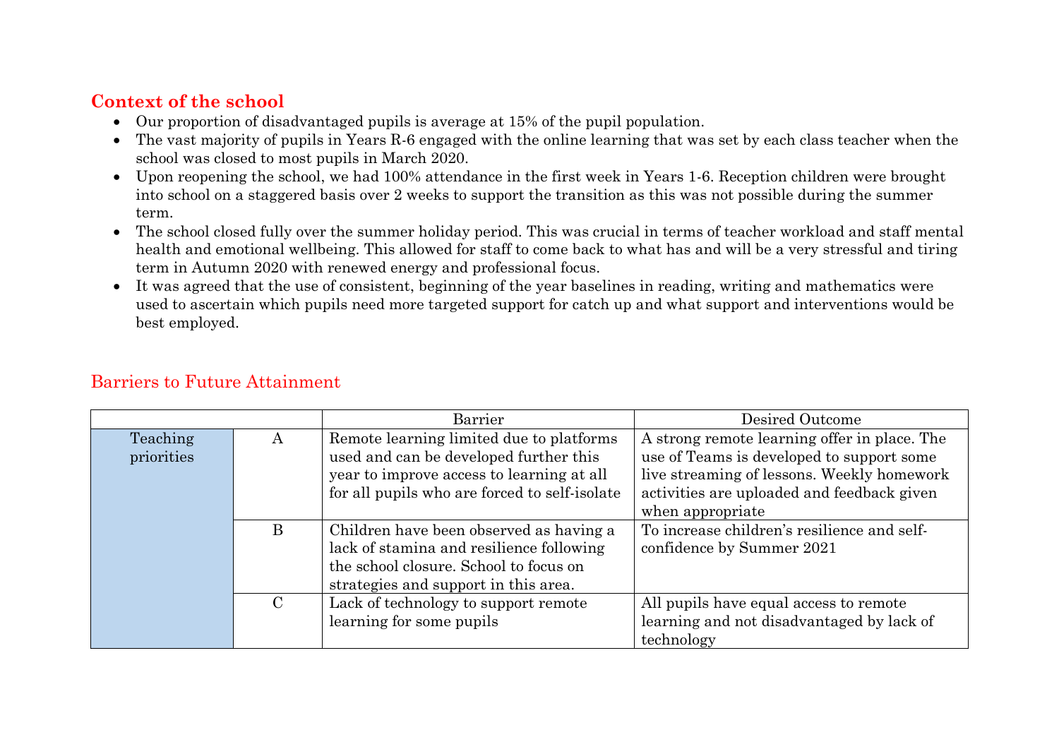## Context of the school

- Our proportion of disadvantaged pupils is average at 15% of the pupil population.
- The vast majority of pupils in Years R-6 engaged with the online learning that was set by each class teacher when the school was closed to most pupils in March 2020.
- Upon reopening the school, we had 100% attendance in the first week in Years 1-6. Reception children were brought into school on a staggered basis over 2 weeks to support the transition as this was not possible during the summer term.
- The school closed fully over the summer holiday period. This was crucial in terms of teacher workload and staff mental health and emotional wellbeing. This allowed for staff to come back to what has and will be a very stressful and tiring term in Autumn 2020 with renewed energy and professional focus.
- It was agreed that the use of consistent, beginning of the year baselines in reading, writing and mathematics were used to ascertain which pupils need more targeted support for catch up and what support and interventions would be best employed.

## Barriers to Future Attainment

| | | Barrier | Desired Outcome |
|---|---|---|---|
| Teaching priorities | A | Remote learning limited due to platforms used and can be developed further this year to improve access to learning at all for all pupils who are forced to self-isolate | A strong remote learning offer in place. The use of Teams is developed to support some live streaming of lessons. Weekly homework activities are uploaded and feedback given when appropriate |
| | B | Children have been observed as having a lack of stamina and resilience following the school closure. School to focus on strategies and support in this area. | To increase children's resilience and self-confidence by Summer 2021 |
| | C | Lack of technology to support remote learning for some pupils | All pupils have equal access to remote learning and not disadvantaged by lack of technology |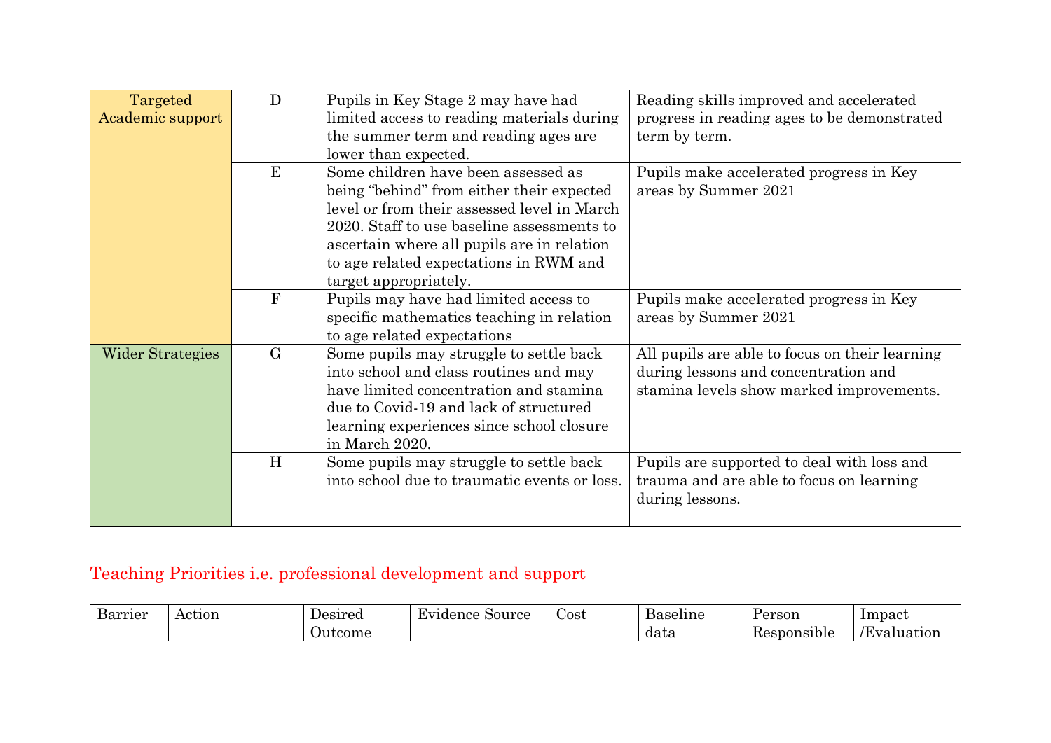| | | | |
|---|---|---|---|
| Targeted Academic support | D | Pupils in Key Stage 2 may have had limited access to reading materials during the summer term and reading ages are lower than expected. | Reading skills improved and accelerated progress in reading ages to be demonstrated term by term. |
| | E | Some children have been assessed as being "behind" from either their expected level or from their assessed level in March 2020. Staff to use baseline assessments to ascertain where all pupils are in relation to age related expectations in RWM and target appropriately. | Pupils make accelerated progress in Key areas by Summer 2021 |
| | F | Pupils may have had limited access to specific mathematics teaching in relation to age related expectations | Pupils make accelerated progress in Key areas by Summer 2021 |
| Wider Strategies | G | Some pupils may struggle to settle back into school and class routines and may have limited concentration and stamina due to Covid-19 and lack of structured learning experiences since school closure in March 2020. | All pupils are able to focus on their learning during lessons and concentration and stamina levels show marked improvements. |
| | H | Some pupils may struggle to settle back into school due to traumatic events or loss. | Pupils are supported to deal with loss and trauma and are able to focus on learning during lessons. |

## Teaching Priorities i.e. professional development and support

| Barrier | Action | Desired Outcome | Evidence Source | Cost | Baseline data | Person Responsible | Impact /Evaluation |
|---|---|---|---|---|---|---|---|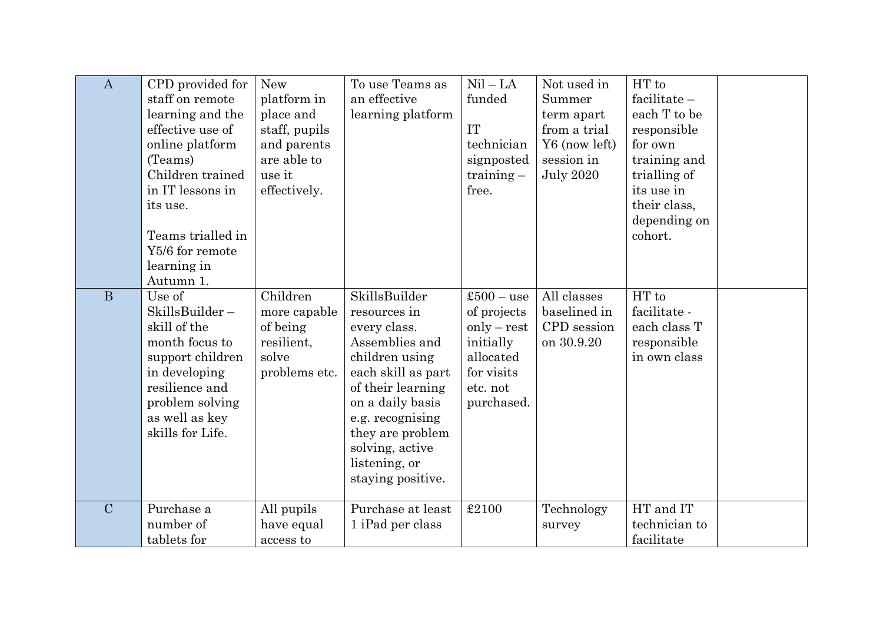| | | | | | | | |
|---|---|---|---|---|---|---|---|
| A | CPD provided for staff on remote learning and the effective use of online platform (Teams) Children trained in IT lessons in its use.<br><br>Teams trialled in Y5/6 for remote learning in Autumn 1. | New platform in place and staff, pupils and parents are able to use it effectively. | To use Teams as an effective learning platform | Nil – LA funded<br><br>IT technician signposted training – free. | Not used in Summer term apart from a trial Y6 (now left) session in July 2020 | HT to facilitate – each T to be responsible for own training and trialling of its use in their class, depending on cohort. | |
| B | Use of SkillsBuilder – skill of the month focus to support children in developing resilience and problem solving as well as key skills for Life. | Children more capable of being resilient, solve problems etc. | SkillsBuilder resources in every class. Assemblies and children using each skill as part of their learning on a daily basis e.g. recognising they are problem solving, active listening, or staying positive. | £500 – use of projects only – rest initially allocated for visits etc. not purchased. | All classes baselined in CPD session on 30.9.20 | HT to facilitate - each class T responsible in own class | |
| C | Purchase a number of tablets for | All pupils have equal access to | Purchase at least 1 iPad per class | £2100 | Technology survey | HT and IT technician to facilitate | |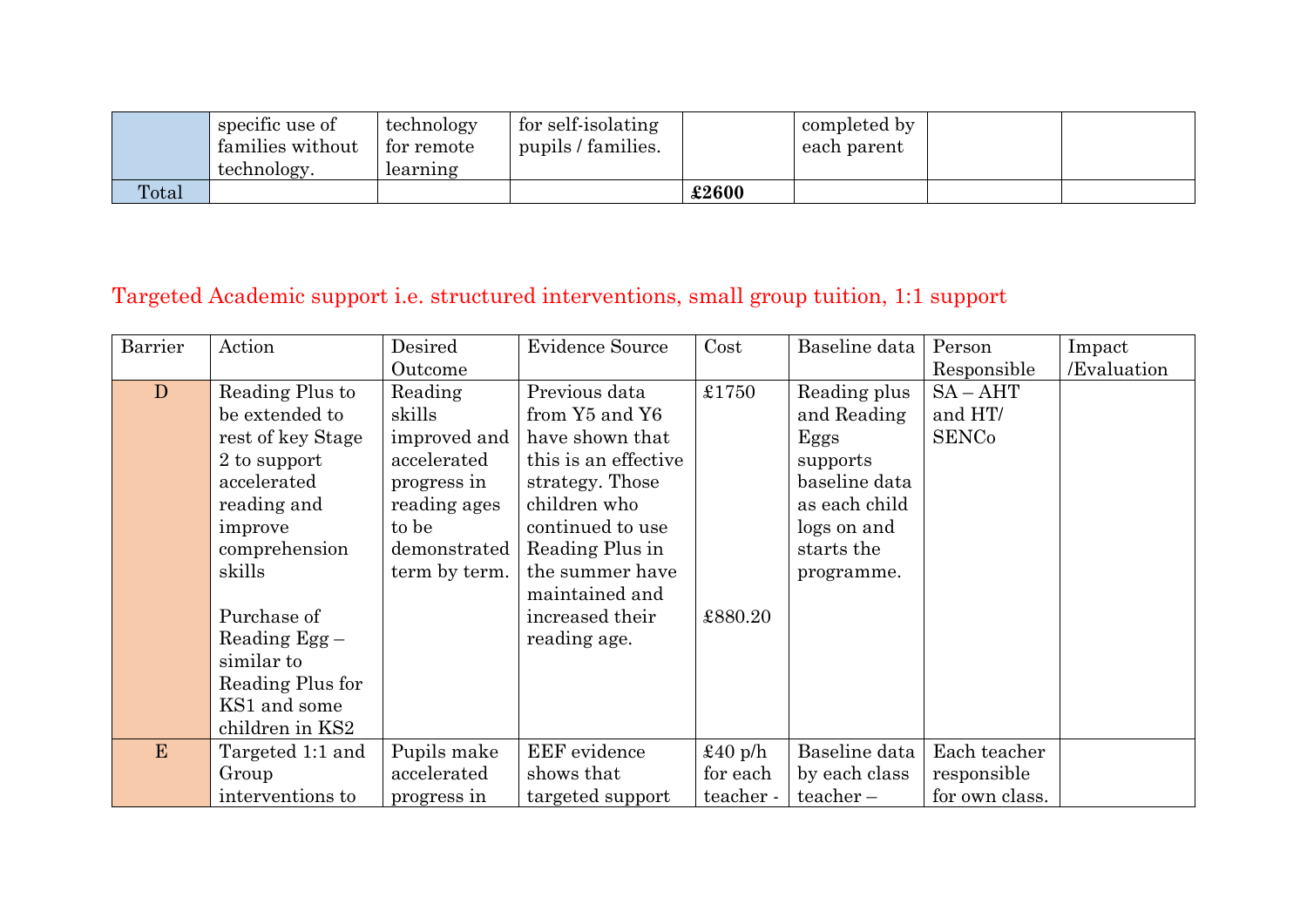| | specific use of families without technology. | technology for remote learning | for self-isolating pupils / families. | | completed by each parent | | |
|---|---|---|---|---|---|---|---|
| Total | | | | **£2600** | | | |

## Targeted Academic support i.e. structured interventions, small group tuition, 1:1 support

| Barrier | Action | Desired Outcome | Evidence Source | Cost | Baseline data | Person Responsible | Impact /Evaluation |
|---|---|---|---|---|---|---|---|
| D | Reading Plus to be extended to rest of key Stage 2 to support accelerated reading and improve comprehension skills<br><br>Purchase of Reading Egg – similar to Reading Plus for KS1 and some children in KS2 | Reading skills improved and accelerated progress in reading ages to be demonstrated term by term. | Previous data from Y5 and Y6 have shown that this is an effective strategy. Those children who continued to use Reading Plus in the summer have maintained and increased their reading age. | £1750<br><br>£880.20 | Reading plus and Reading Eggs supports baseline data as each child logs on and starts the programme. | SA – AHT and HT/ SENCo | |
| E | Targeted 1:1 and Group interventions to | Pupils make accelerated progress in | EEF evidence shows that targeted support | £40 p/h for each teacher - | Baseline data by each class teacher – | Each teacher responsible for own class. | |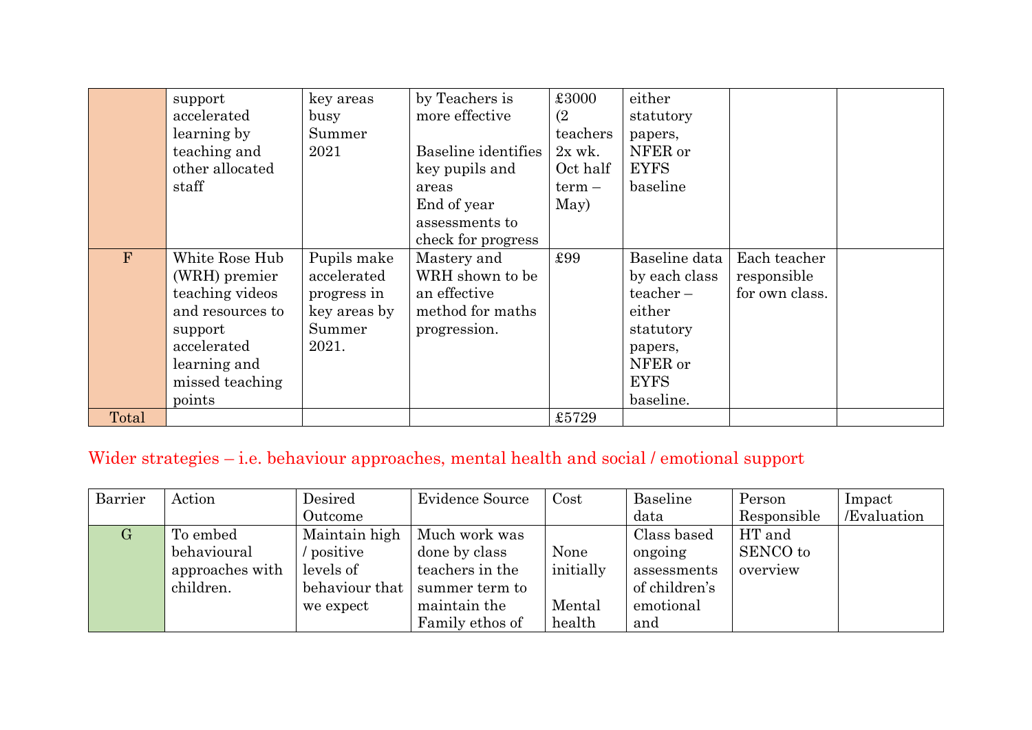| | | | | | | | |
|---|---|---|---|---|---|---|---|
| | support accelerated learning by teaching and other allocated staff | key areas busy Summer 2021 | by Teachers is more effective<br><br>Baseline identifies key pupils and areas<br>End of year assessments to check for progress | £3000 (2 teachers 2x wk. Oct half term – May) | either statutory papers, NFER or EYFS baseline | | |
| F | White Rose Hub (WRH) premier teaching videos and resources to support accelerated learning and missed teaching points | Pupils make accelerated progress in key areas by Summer 2021. | Mastery and WRH shown to be an effective method for maths progression. | £99 | Baseline data by each class teacher – either statutory papers, NFER or EYFS baseline. | Each teacher responsible for own class. | |
| Total | | | | £5729 | | | |

Wider strategies – i.e. behaviour approaches, mental health and social / emotional support

| Barrier | Action | Desired Outcome | Evidence Source | Cost | Baseline data | Person Responsible | Impact /Evaluation |
|---|---|---|---|---|---|---|---|
| G | To embed behavioural approaches with children. | Maintain high / positive levels of behaviour that we expect | Much work was done by class teachers in the summer term to maintain the Family ethos of | None initially<br><br>Mental health | Class based ongoing assessments of children's emotional and | HT and SENCO to overview | |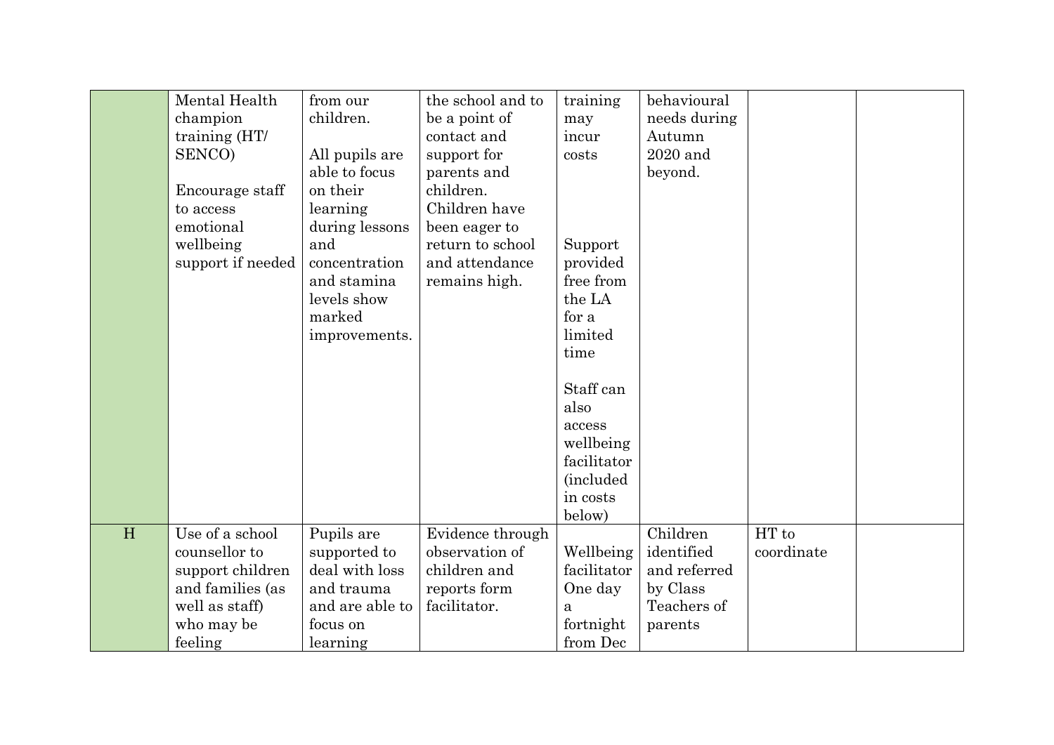| | | | | | | | |
|---|---|---|---|---|---|---|---|
| | Mental Health champion training (HT/ SENCO)<br><br>Encourage staff to access emotional wellbeing support if needed | from our children.<br><br>All pupils are able to focus on their learning during lessons and concentration and stamina levels show marked improvements. | the school and to be a point of contact and support for parents and children. Children have been eager to return to school and attendance remains high. | training may incur costs<br><br>Support provided free from the LA for a limited time<br><br>Staff can also access wellbeing facilitator (included in costs below) | behavioural needs during Autumn 2020 and beyond. | | |
| H | Use of a school counsellor to support children and families (as well as staff) who may be feeling | Pupils are supported to deal with loss and trauma and are able to focus on learning | Evidence through observation of children and reports form facilitator. | Wellbeing facilitator One day a fortnight from Dec | Children identified and referred by Class Teachers of parents | HT to coordinate | |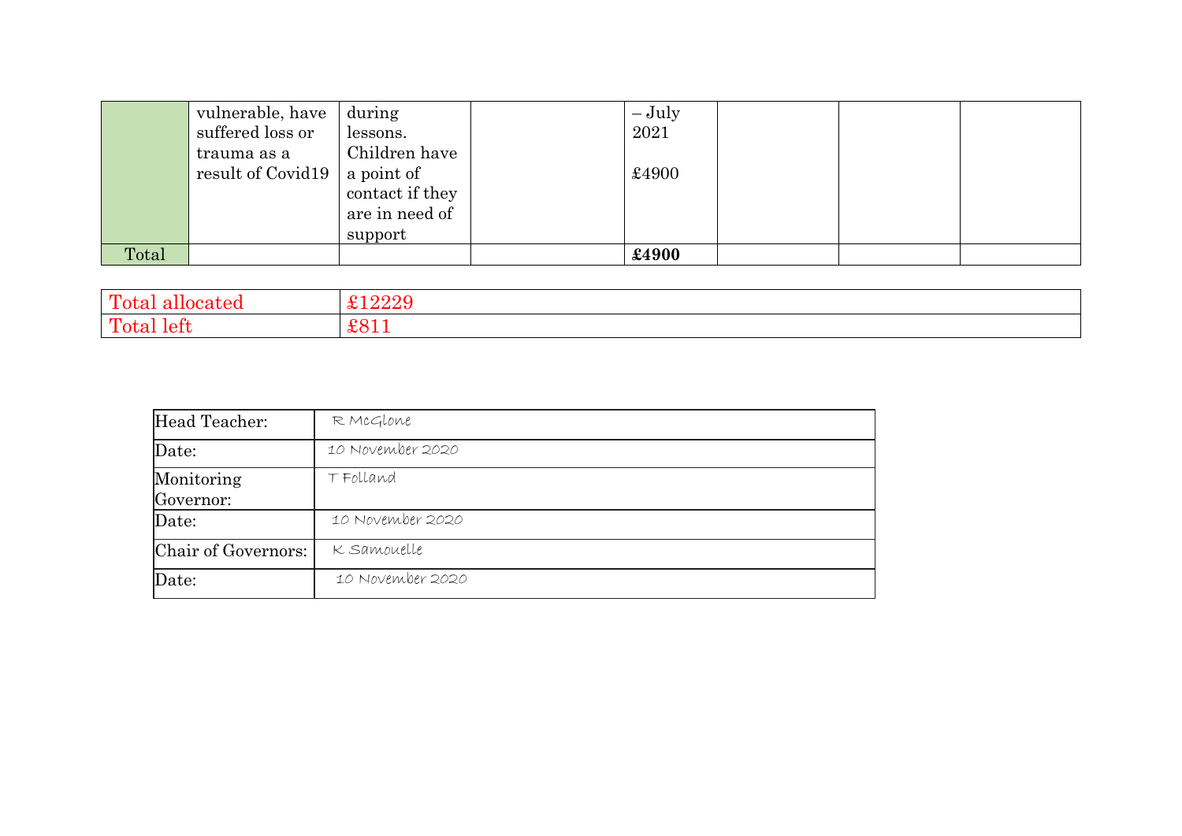| | | | | | | | |
|---|---|---|---|---|---|---|---|
| | vulnerable, have suffered loss or trauma as a result of Covid19 | during lessons. Children have a point of contact if they are in need of support | | – July 2021<br><br>£4900 | | | |
| Total | | | | **£4900** | | | |

| | |
|---|---|
| Total allocated | £12229 |
| Total left | £811 |

| | |
|---|---|
| Head Teacher: | R McGlone |
| Date: | 10 November 2020 |
| Monitoring Governor: | T Folland |
| Date: | 10 November 2020 |
| Chair of Governors: | K Samouelle |
| Date: | 10 November 2020 |